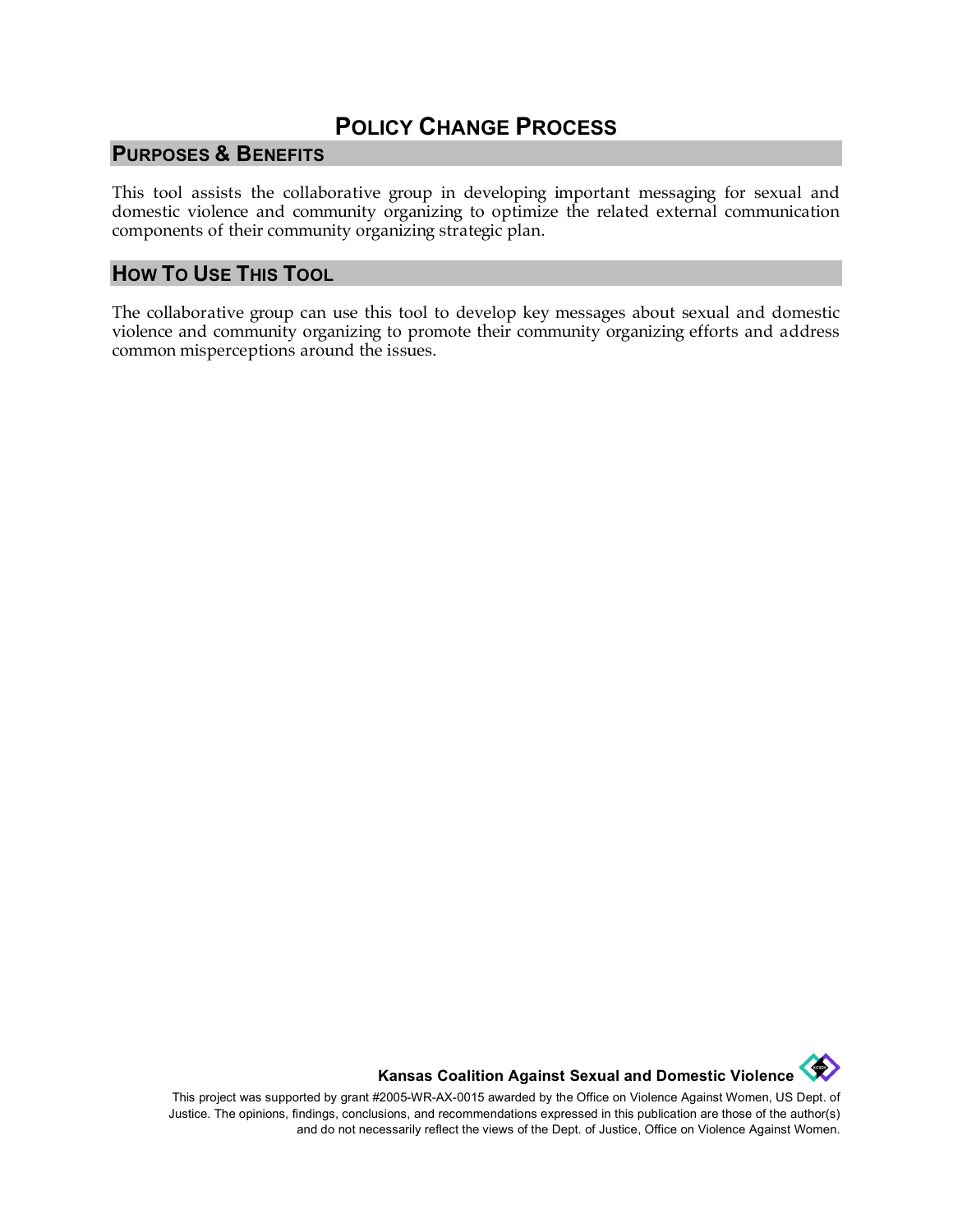# Policy Change Process

## Purposes & Benefits

This tool assists the collaborative group in developing important messaging for sexual and domestic violence and community organizing to optimize the related external communication components of their community organizing strategic plan.

## How To Use This Tool

The collaborative group can use this tool to develop key messages about sexual and domestic violence and community organizing to promote their community organizing efforts and address common misperceptions around the issues.

**Kansas Coalition Against Sexual and Domestic Violence**

This project was supported by grant #2005-WR-AX-0015 awarded by the Office on Violence Against Women, US Dept. of Justice. The opinions, findings, conclusions, and recommendations expressed in this publication are those of the author(s) and do not necessarily reflect the views of the Dept. of Justice, Office on Violence Against Women.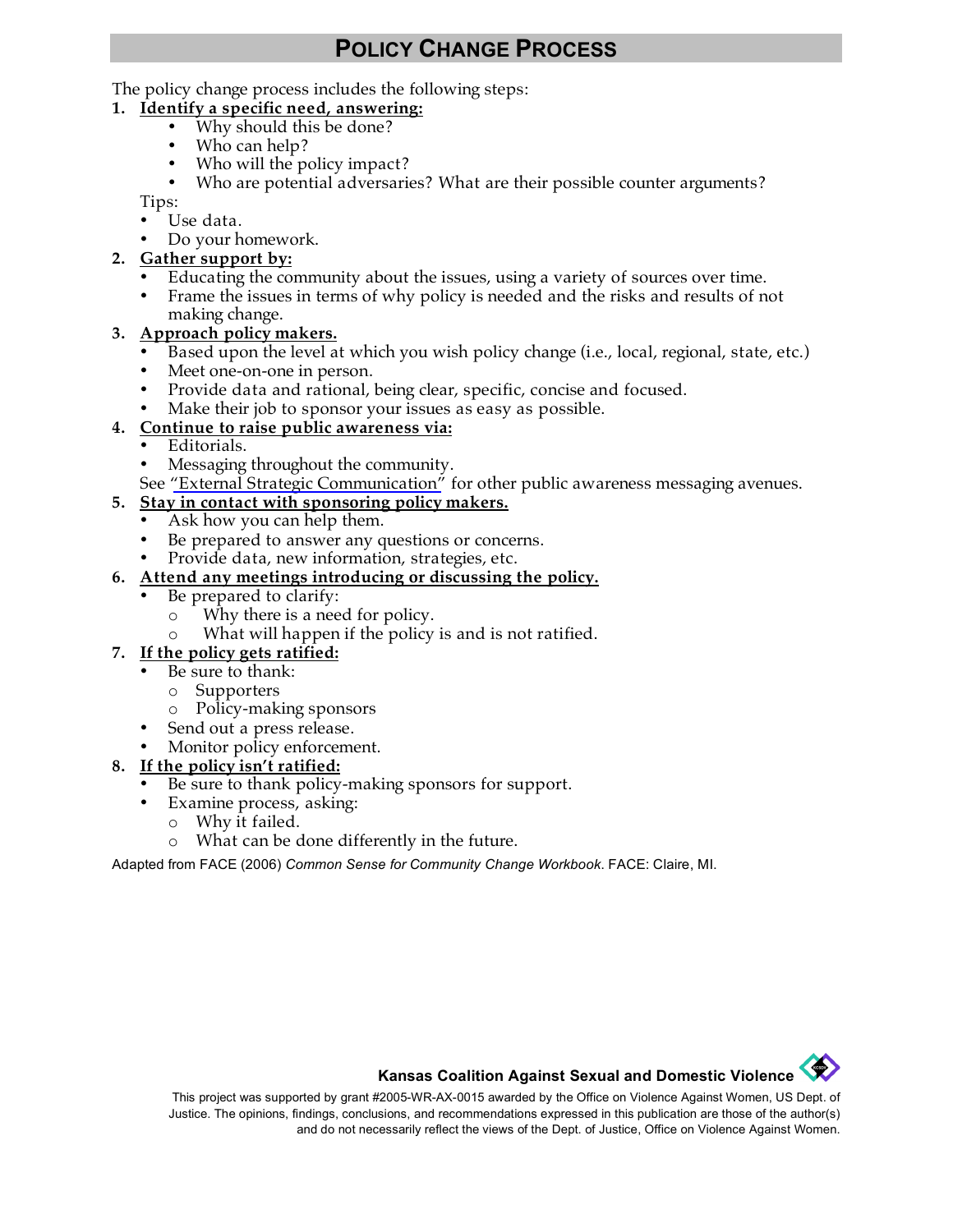# POLICY CHANGE PROCESS

The policy change process includes the following steps:

1. **Identify a specific need, answering:**
   - Why should this be done?
   - Who can help?
   - Who will the policy impact?
   - Who are potential adversaries? What are their possible counter arguments?

   Tips:
   - Use data.
   - Do your homework.
2. **Gather support by:**
   - Educating the community about the issues, using a variety of sources over time.
   - Frame the issues in terms of why policy is needed and the risks and results of not making change.
3. **Approach policy makers.**
   - Based upon the level at which you wish policy change (i.e., local, regional, state, etc.)
   - Meet one-on-one in person.
   - Provide data and rational, being clear, specific, concise and focused.
   - Make their job to sponsor your issues as easy as possible.
4. **Continue to raise public awareness via:**
   - Editorials.
   - Messaging throughout the community.

   See "External Strategic Communication" for other public awareness messaging avenues.
5. **Stay in contact with sponsoring policy makers.**
   - Ask how you can help them.
   - Be prepared to answer any questions or concerns.
   - Provide data, new information, strategies, etc.
6. **Attend any meetings introducing or discussing the policy.**
   - Be prepared to clarify:
     - Why there is a need for policy.
     - What will happen if the policy is and is not ratified.
7. **If the policy gets ratified:**
   - Be sure to thank:
     - Supporters
     - Policy-making sponsors
   - Send out a press release.
   - Monitor policy enforcement.
8. **If the policy isn't ratified:**
   - Be sure to thank policy-making sponsors for support.
   - Examine process, asking:
     - Why it failed.
     - What can be done differently in the future.

Adapted from FACE (2006) *Common Sense for Community Change Workbook*. FACE: Claire, MI.

**Kansas Coalition Against Sexual and Domestic Violence**

This project was supported by grant #2005-WR-AX-0015 awarded by the Office on Violence Against Women, US Dept. of Justice. The opinions, findings, conclusions, and recommendations expressed in this publication are those of the author(s) and do not necessarily reflect the views of the Dept. of Justice, Office on Violence Against Women.